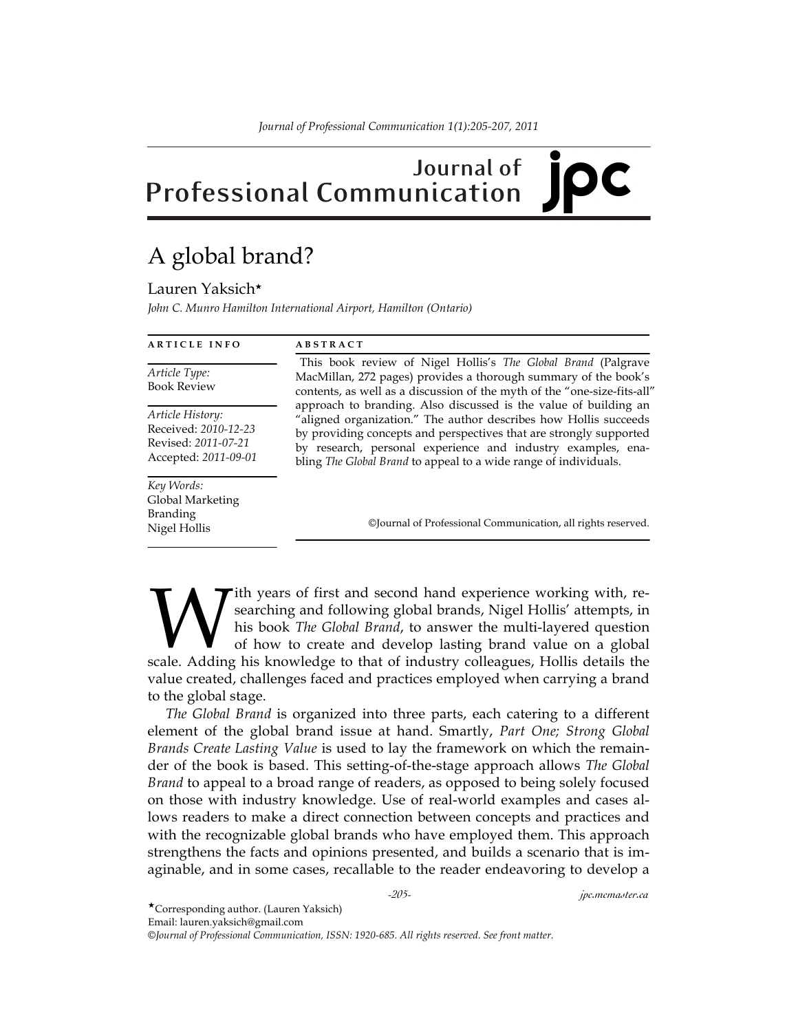# Journal of Professional Communication

# A global brand?

Lauren Yaksich[★]

*John C. Munro Hamilton International Airport, Hamilton (Ontario)*

**ARTICLE INFO**

*Article Type:*
Book Review

*Article History:*
Received: *2010-12-23*
Revised: *2011-07-21*
Accepted: *2011-09-01*

*Key Words:*
Global Marketing
Branding
Nigel Hollis

**ABSTRACT**

This book review of Nigel Hollis's *The Global Brand* (Palgrave MacMillan, 272 pages) provides a thorough summary of the book's contents, as well as a discussion of the myth of the "one-size-fits-all" approach to branding. Also discussed is the value of building an "aligned organization." The author describes how Hollis succeeds by providing concepts and perspectives that are strongly supported by research, personal experience and industry examples, enabling *The Global Brand* to appeal to a wide range of individuals.

©Journal of Professional Communication, all rights reserved.

With years of first and second hand experience working with, researching and following global brands, Nigel Hollis' attempts, in his book *The Global Brand*, to answer the multi-layered question of how to create and develop lasting brand value on a global scale. Adding his knowledge to that of industry colleagues, Hollis details the value created, challenges faced and practices employed when carrying a brand to the global stage.

*The Global Brand* is organized into three parts, each catering to a different element of the global brand issue at hand. Smartly, *Part One; Strong Global Brands Create Lasting Value* is used to lay the framework on which the remainder of the book is based. This setting-of-the-stage approach allows *The Global Brand* to appeal to a broad range of readers, as opposed to being solely focused on those with industry knowledge. Use of real-world examples and cases allows readers to make a direct connection between concepts and practices and with the recognizable global brands who have employed them. This approach strengthens the facts and opinions presented, and builds a scenario that is imaginable, and in some cases, recallable to the reader endeavoring to develop a

[★]Corresponding author. (Lauren Yaksich)
Email: lauren.yaksich@gmail.com
©Journal of Professional Communication, ISSN: 1920-685. All rights reserved. See front matter.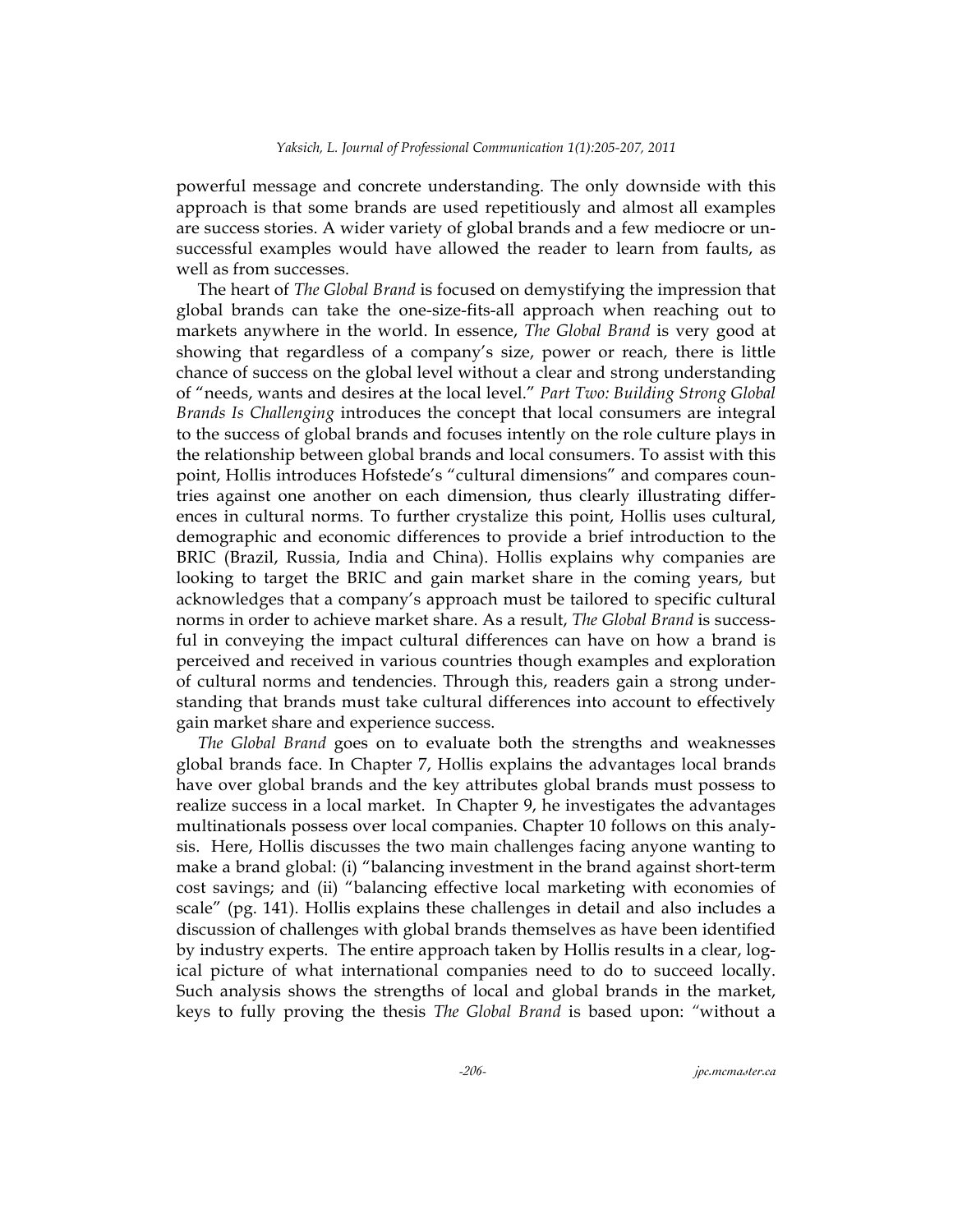powerful message and concrete understanding. The only downside with this approach is that some brands are used repetitiously and almost all examples are success stories. A wider variety of global brands and a few mediocre or unsuccessful examples would have allowed the reader to learn from faults, as well as from successes.

The heart of *The Global Brand* is focused on demystifying the impression that global brands can take the one-size-fits-all approach when reaching out to markets anywhere in the world. In essence, *The Global Brand* is very good at showing that regardless of a company's size, power or reach, there is little chance of success on the global level without a clear and strong understanding of "needs, wants and desires at the local level." *Part Two: Building Strong Global Brands Is Challenging* introduces the concept that local consumers are integral to the success of global brands and focuses intently on the role culture plays in the relationship between global brands and local consumers. To assist with this point, Hollis introduces Hofstede's "cultural dimensions" and compares countries against one another on each dimension, thus clearly illustrating differences in cultural norms. To further crystalize this point, Hollis uses cultural, demographic and economic differences to provide a brief introduction to the BRIC (Brazil, Russia, India and China). Hollis explains why companies are looking to target the BRIC and gain market share in the coming years, but acknowledges that a company's approach must be tailored to specific cultural norms in order to achieve market share. As a result, *The Global Brand* is successful in conveying the impact cultural differences can have on how a brand is perceived and received in various countries though examples and exploration of cultural norms and tendencies. Through this, readers gain a strong understanding that brands must take cultural differences into account to effectively gain market share and experience success.

*The Global Brand* goes on to evaluate both the strengths and weaknesses global brands face. In Chapter 7, Hollis explains the advantages local brands have over global brands and the key attributes global brands must possess to realize success in a local market. In Chapter 9, he investigates the advantages multinationals possess over local companies. Chapter 10 follows on this analysis. Here, Hollis discusses the two main challenges facing anyone wanting to make a brand global: (i) "balancing investment in the brand against short-term cost savings; and (ii) "balancing effective local marketing with economies of scale" (pg. 141). Hollis explains these challenges in detail and also includes a discussion of challenges with global brands themselves as have been identified by industry experts. The entire approach taken by Hollis results in a clear, logical picture of what international companies need to do to succeed locally. Such analysis shows the strengths of local and global brands in the market, keys to fully proving the thesis *The Global Brand* is based upon: "without a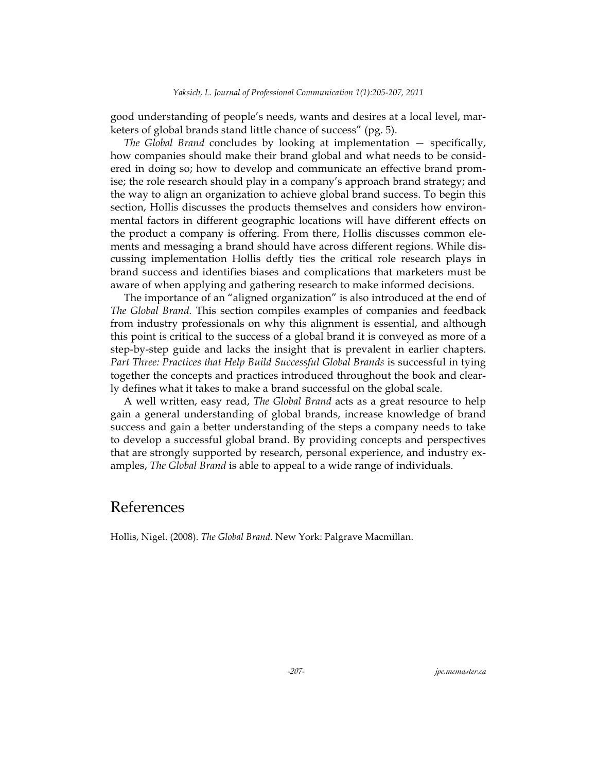good understanding of people's needs, wants and desires at a local level, marketers of global brands stand little chance of success" (pg. 5).

*The Global Brand* concludes by looking at implementation — specifically, how companies should make their brand global and what needs to be considered in doing so; how to develop and communicate an effective brand promise; the role research should play in a company's approach brand strategy; and the way to align an organization to achieve global brand success. To begin this section, Hollis discusses the products themselves and considers how environmental factors in different geographic locations will have different effects on the product a company is offering. From there, Hollis discusses common elements and messaging a brand should have across different regions. While discussing implementation Hollis deftly ties the critical role research plays in brand success and identifies biases and complications that marketers must be aware of when applying and gathering research to make informed decisions.

The importance of an "aligned organization" is also introduced at the end of *The Global Brand.* This section compiles examples of companies and feedback from industry professionals on why this alignment is essential, and although this point is critical to the success of a global brand it is conveyed as more of a step-by-step guide and lacks the insight that is prevalent in earlier chapters. *Part Three: Practices that Help Build Successful Global Brands* is successful in tying together the concepts and practices introduced throughout the book and clearly defines what it takes to make a brand successful on the global scale.

A well written, easy read, *The Global Brand* acts as a great resource to help gain a general understanding of global brands, increase knowledge of brand success and gain a better understanding of the steps a company needs to take to develop a successful global brand. By providing concepts and perspectives that are strongly supported by research, personal experience, and industry examples, *The Global Brand* is able to appeal to a wide range of individuals.

# References

Hollis, Nigel. (2008). *The Global Brand.* New York: Palgrave Macmillan.